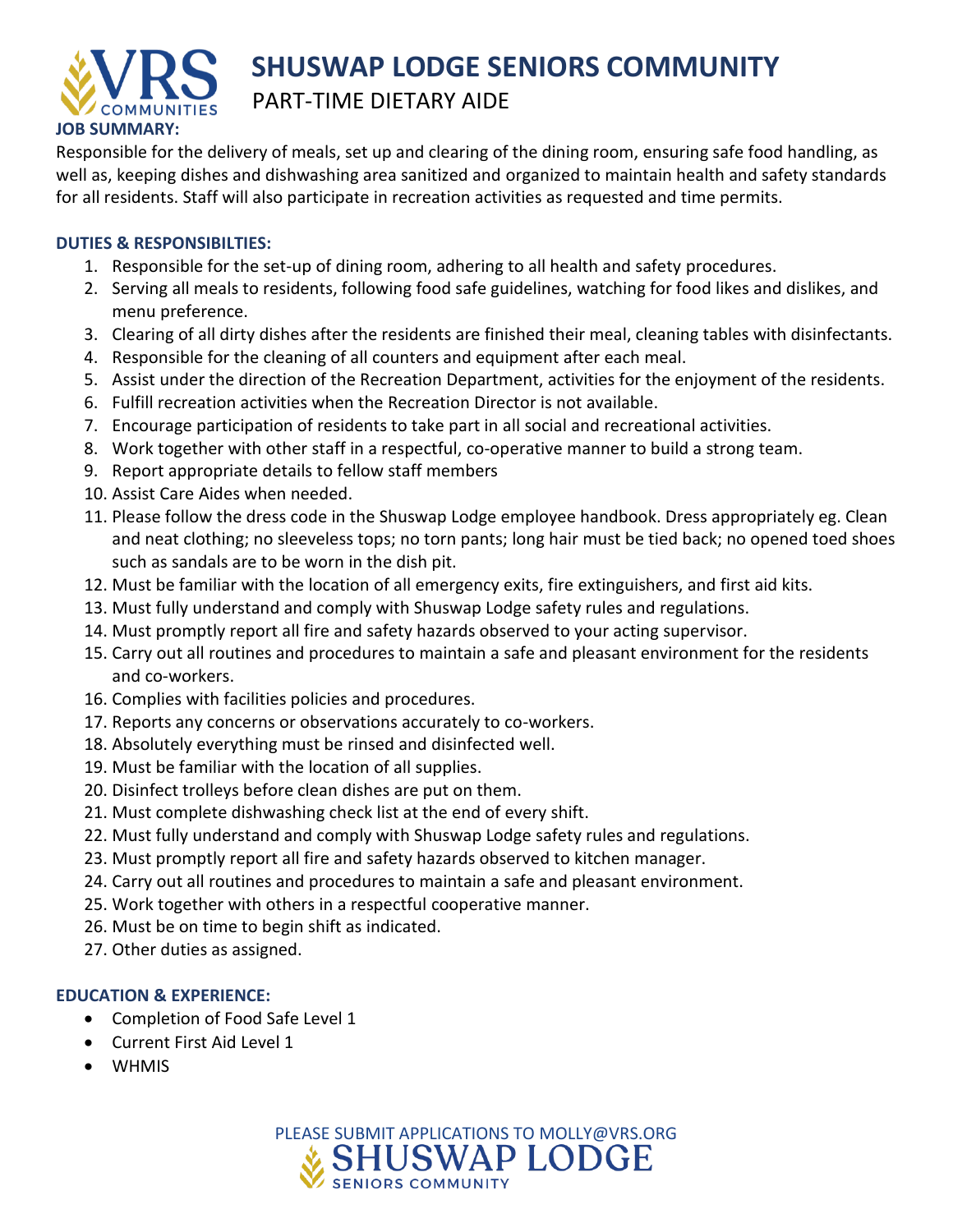# SHUSWAP LODGE SENIORS COMMUNITY

## PART-TIME DIETARY AIDE

**JOB SUMMARY:**

Responsible for the delivery of meals, set up and clearing of the dining room, ensuring safe food handling, as well as, keeping dishes and dishwashing area sanitized and organized to maintain health and safety standards for all residents. Staff will also participate in recreation activities as requested and time permits.

**DUTIES & RESPONSIBILTIES:**

1. Responsible for the set-up of dining room, adhering to all health and safety procedures.
2. Serving all meals to residents, following food safe guidelines, watching for food likes and dislikes, and menu preference.
3. Clearing of all dirty dishes after the residents are finished their meal, cleaning tables with disinfectants.
4. Responsible for the cleaning of all counters and equipment after each meal.
5. Assist under the direction of the Recreation Department, activities for the enjoyment of the residents.
6. Fulfill recreation activities when the Recreation Director is not available.
7. Encourage participation of residents to take part in all social and recreational activities.
8. Work together with other staff in a respectful, co-operative manner to build a strong team.
9. Report appropriate details to fellow staff members
10. Assist Care Aides when needed.
11. Please follow the dress code in the Shuswap Lodge employee handbook. Dress appropriately eg. Clean and neat clothing; no sleeveless tops; no torn pants; long hair must be tied back; no opened toed shoes such as sandals are to be worn in the dish pit.
12. Must be familiar with the location of all emergency exits, fire extinguishers, and first aid kits.
13. Must fully understand and comply with Shuswap Lodge safety rules and regulations.
14. Must promptly report all fire and safety hazards observed to your acting supervisor.
15. Carry out all routines and procedures to maintain a safe and pleasant environment for the residents and co-workers.
16. Complies with facilities policies and procedures.
17. Reports any concerns or observations accurately to co-workers.
18. Absolutely everything must be rinsed and disinfected well.
19. Must be familiar with the location of all supplies.
20. Disinfect trolleys before clean dishes are put on them.
21. Must complete dishwashing check list at the end of every shift.
22. Must fully understand and comply with Shuswap Lodge safety rules and regulations.
23. Must promptly report all fire and safety hazards observed to kitchen manager.
24. Carry out all routines and procedures to maintain a safe and pleasant environment.
25. Work together with others in a respectful cooperative manner.
26. Must be on time to begin shift as indicated.
27. Other duties as assigned.

**EDUCATION & EXPERIENCE:**

- Completion of Food Safe Level 1
- Current First Aid Level 1
- WHMIS

PLEASE SUBMIT APPLICATIONS TO MOLLY@VRS.ORG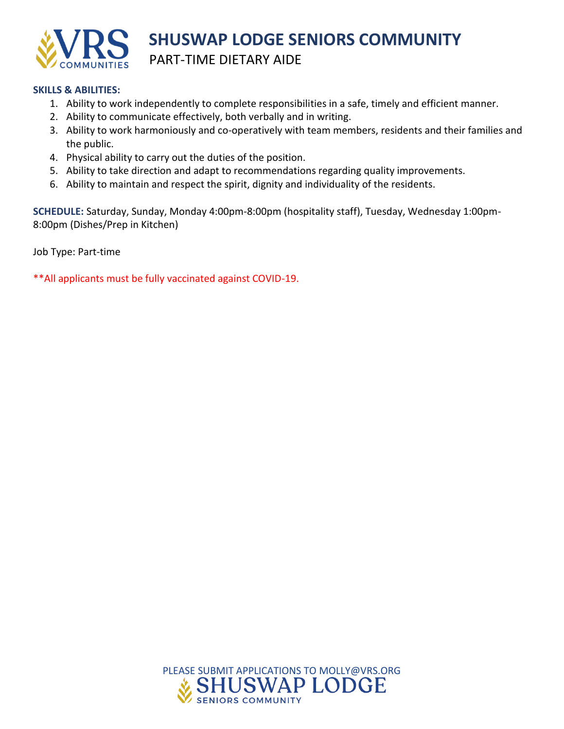# SHUSWAP LODGE SENIORS COMMUNITY

PART-TIME DIETARY AIDE

**SKILLS & ABILITIES:**

1. Ability to work independently to complete responsibilities in a safe, timely and efficient manner.
2. Ability to communicate effectively, both verbally and in writing.
3. Ability to work harmoniously and co-operatively with team members, residents and their families and the public.
4. Physical ability to carry out the duties of the position.
5. Ability to take direction and adapt to recommendations regarding quality improvements.
6. Ability to maintain and respect the spirit, dignity and individuality of the residents.

**SCHEDULE:** Saturday, Sunday, Monday 4:00pm-8:00pm (hospitality staff), Tuesday, Wednesday 1:00pm-8:00pm (Dishes/Prep in Kitchen)

Job Type: Part-time

**All applicants must be fully vaccinated against COVID-19.

PLEASE SUBMIT APPLICATIONS TO MOLLY@VRS.ORG

SHUSWAP LODGE SENIORS COMMUNITY